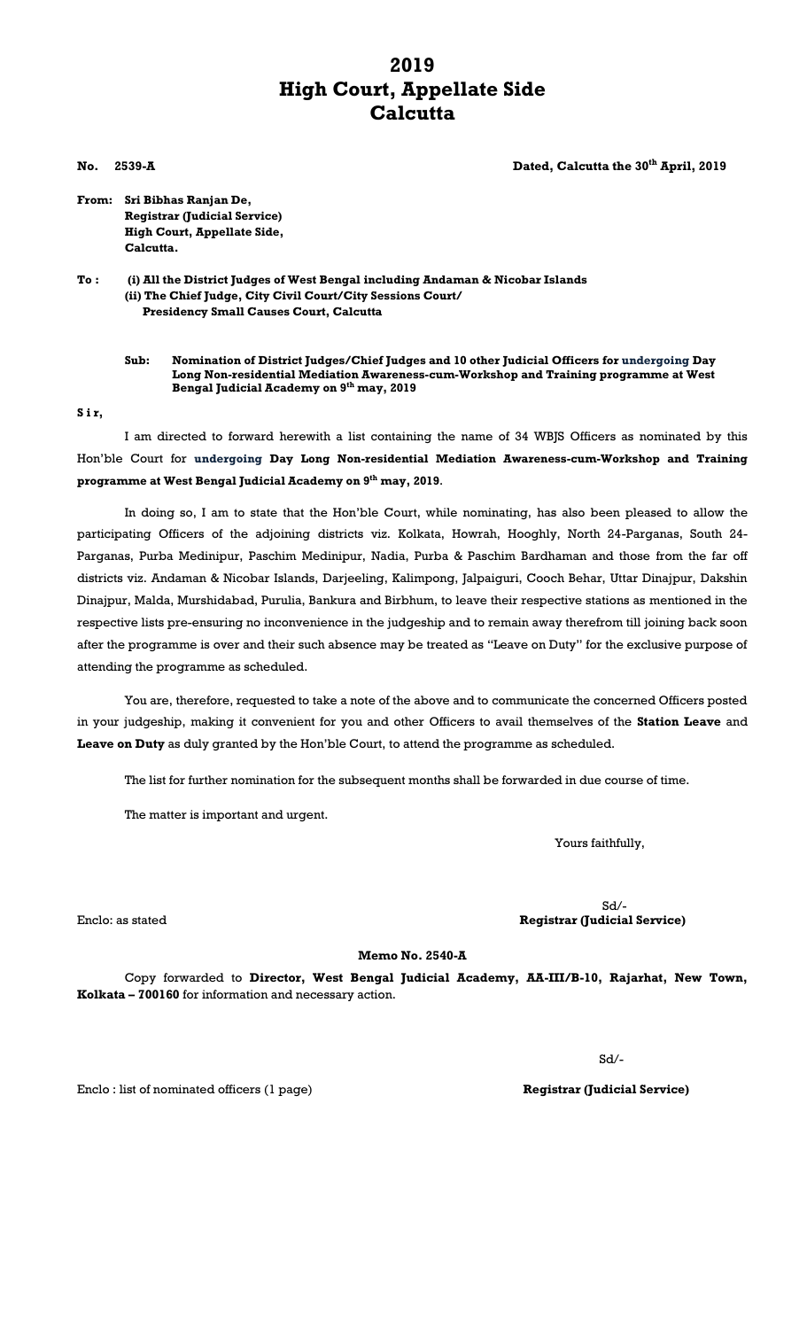# 2019
# High Court, Appellate Side
# Calcutta

**No. 2539-A** **Dated, Calcutta the 30th April, 2019**

**From: Sri Bibhas Ranjan De,**
**Registrar (Judicial Service)**
**High Court, Appellate Side,**
**Calcutta.**

**To : (i) All the District Judges of West Bengal including Andaman & Nicobar Islands**
**(ii) The Chief Judge, City Civil Court/City Sessions Court/ Presidency Small Causes Court, Calcutta**

**Sub: Nomination of District Judges/Chief Judges and 10 other Judicial Officers for undergoing Day Long Non-residential Mediation Awareness-cum-Workshop and Training programme at West Bengal Judicial Academy on 9th may, 2019**

**S i r,**

I am directed to forward herewith a list containing the name of 34 WBJS Officers as nominated by this Hon'ble Court for **undergoing Day Long Non-residential Mediation Awareness-cum-Workshop and Training programme at West Bengal Judicial Academy on 9th may, 2019**.

In doing so, I am to state that the Hon'ble Court, while nominating, has also been pleased to allow the participating Officers of the adjoining districts viz. Kolkata, Howrah, Hooghly, North 24-Parganas, South 24-Parganas, Purba Medinipur, Paschim Medinipur, Nadia, Purba & Paschim Bardhaman and those from the far off districts viz. Andaman & Nicobar Islands, Darjeeling, Kalimpong, Jalpaiguri, Cooch Behar, Uttar Dinajpur, Dakshin Dinajpur, Malda, Murshidabad, Purulia, Bankura and Birbhum, to leave their respective stations as mentioned in the respective lists pre-ensuring no inconvenience in the judgeship and to remain away therefrom till joining back soon after the programme is over and their such absence may be treated as "Leave on Duty" for the exclusive purpose of attending the programme as scheduled.

You are, therefore, requested to take a note of the above and to communicate the concerned Officers posted in your judgeship, making it convenient for you and other Officers to avail themselves of the **Station Leave** and **Leave on Duty** as duly granted by the Hon'ble Court, to attend the programme as scheduled.

The list for further nomination for the subsequent months shall be forwarded in due course of time.

The matter is important and urgent.

Yours faithfully,

Sd/-
**Registrar (Judicial Service)**

Enclo: as stated

**Memo No. 2540-A**

Copy forwarded to **Director, West Bengal Judicial Academy, AA-III/B-10, Rajarhat, New Town, Kolkata – 700160** for information and necessary action.

Sd/-
**Registrar (Judicial Service)**

Enclo : list of nominated officers (1 page)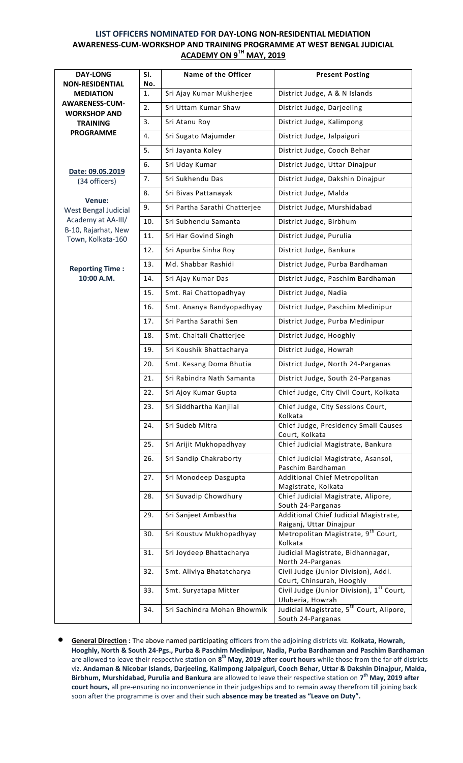# LIST OFFICERS NOMINATED FOR DAY-LONG NON-RESIDENTIAL MEDIATION AWARENESS-CUM-WORKSHOP AND TRAINING PROGRAMME AT WEST BENGAL JUDICIAL ACADEMY ON 9TH MAY, 2019

| DAY-LONG NON-RESIDENTIAL MEDIATION AWARENESS-CUM-WORKSHOP AND TRAINING PROGRAMME | Sl. No. | Name of the Officer | Present Posting |
|---|---|---|---|
| **Date: 09.05.2019** (34 officers) | 1. | Sri Ajay Kumar Mukherjee | District Judge, A & N Islands |
| **Venue:** West Bengal Judicial Academy at AA-III/ B-10, Rajarhat, New Town, Kolkata-160 | 2. | Sri Uttam Kumar Shaw | District Judge, Darjeeling |
| **Reporting Time : 10:00 A.M.** | 3. | Sri Atanu Roy | District Judge, Kalimpong |
| | 4. | Sri Sugato Majumder | District Judge, Jalpaiguri |
| | 5. | Sri Jayanta Koley | District Judge, Cooch Behar |
| | 6. | Sri Uday Kumar | District Judge, Uttar Dinajpur |
| | 7. | Sri Sukhendu Das | District Judge, Dakshin Dinajpur |
| | 8. | Sri Bivas Pattanayak | District Judge, Malda |
| | 9. | Sri Partha Sarathi Chatterjee | District Judge, Murshidabad |
| | 10. | Sri Subhendu Samanta | District Judge, Birbhum |
| | 11. | Sri Har Govind Singh | District Judge, Purulia |
| | 12. | Sri Apurba Sinha Roy | District Judge, Bankura |
| | 13. | Md. Shabbar Rashidi | District Judge, Purba Bardhaman |
| | 14. | Sri Ajay Kumar Das | District Judge, Paschim Bardhaman |
| | 15. | Smt. Rai Chattopadhyay | District Judge, Nadia |
| | 16. | Smt. Ananya Bandyopadhyay | District Judge, Paschim Medinipur |
| | 17. | Sri Partha Sarathi Sen | District Judge, Purba Medinipur |
| | 18. | Smt. Chaitali Chatterjee | District Judge, Hooghly |
| | 19. | Sri Koushik Bhattacharya | District Judge, Howrah |
| | 20. | Smt. Kesang Doma Bhutia | District Judge, North 24-Parganas |
| | 21. | Sri Rabindra Nath Samanta | District Judge, South 24-Parganas |
| | 22. | Sri Ajoy Kumar Gupta | Chief Judge, City Civil Court, Kolkata |
| | 23. | Sri Siddhartha Kanjilal | Chief Judge, City Sessions Court, Kolkata |
| | 24. | Sri Sudeb Mitra | Chief Judge, Presidency Small Causes Court, Kolkata |
| | 25. | Sri Arijit Mukhopadhyay | Chief Judicial Magistrate, Bankura |
| | 26. | Sri Sandip Chakraborty | Chief Judicial Magistrate, Asansol, Paschim Bardhaman |
| | 27. | Sri Monodeep Dasgupta | Additional Chief Metropolitan Magistrate, Kolkata |
| | 28. | Sri Suvadip Chowdhury | Chief Judicial Magistrate, Alipore, South 24-Parganas |
| | 29. | Sri Sanjeet Ambastha | Additional Chief Judicial Magistrate, Raiganj, Uttar Dinajpur |
| | 30. | Sri Koustuv Mukhopadhyay | Metropolitan Magistrate, 9th Court, Kolkata |
| | 31. | Sri Joydeep Bhattacharya | Judicial Magistrate, Bidhannagar, North 24-Parganas |
| | 32. | Smt. Aliviya Bhatatcharya | Civil Judge (Junior Division), Addl. Court, Chinsurah, Hooghly |
| | 33. | Smt. Suryatapa Mitter | Civil Judge (Junior Division), 1st Court, Uluberia, Howrah |
| | 34. | Sri Sachindra Mohan Bhowmik | Judicial Magistrate, 5th Court, Alipore, South 24-Parganas |

- **General Direction :** The above named participating officers from the adjoining districts viz. **Kolkata, Howrah, Hooghly, North & South 24-Pgs., Purba & Paschim Medinipur, Nadia, Purba Bardhaman and Paschim Bardhaman** are allowed to leave their respective station on **8th May, 2019 after court hours** while those from the far off districts viz. **Andaman & Nicobar Islands, Darjeeling, Kalimpong Jalpaiguri, Cooch Behar, Uttar & Dakshin Dinajpur, Malda, Birbhum, Murshidabad, Purulia and Bankura** are allowed to leave their respective station on **7th May, 2019 after court hours,** all pre-ensuring no inconvenience in their judgeships and to remain away therefrom till joining back soon after the programme is over and their such **absence may be treated as "Leave on Duty".**